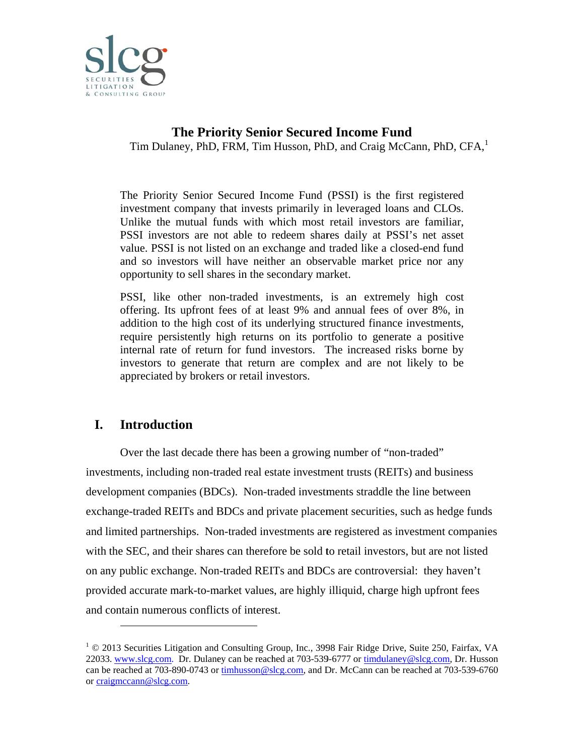# The Priority Senior Secured Income Fund

Tim Dulaney, PhD, FRM, Tim Husson, PhD, and Craig McCann, PhD, CFA,[1]

> The Priority Senior Secured Income Fund (PSSI) is the first registered investment company that invests primarily in leveraged loans and CLOs. Unlike the mutual funds with which most retail investors are familiar, PSSI investors are not able to redeem shares daily at PSSI's net asset value. PSSI is not listed on an exchange and traded like a closed-end fund and so investors will have neither an observable market price nor any opportunity to sell shares in the secondary market.
>
> PSSI, like other non-traded investments, is an extremely high cost offering. Its upfront fees of at least 9% and annual fees of over 8%, in addition to the high cost of its underlying structured finance investments, require persistently high returns on its portfolio to generate a positive internal rate of return for fund investors. The increased risks borne by investors to generate that return are complex and are not likely to be appreciated by brokers or retail investors.

## I. Introduction

Over the last decade there has been a growing number of "non-traded" investments, including non-traded real estate investment trusts (REITs) and business development companies (BDCs). Non-traded investments straddle the line between exchange-traded REITs and BDCs and private placement securities, such as hedge funds and limited partnerships. Non-traded investments are registered as investment companies with the SEC, and their shares can therefore be sold to retail investors, but are not listed on any public exchange. Non-traded REITs and BDCs are controversial: they haven't provided accurate mark-to-market values, are highly illiquid, charge high upfront fees and contain numerous conflicts of interest.

---

[1] © 2013 Securities Litigation and Consulting Group, Inc., 3998 Fair Ridge Drive, Suite 250, Fairfax, VA 22033. www.slcg.com. Dr. Dulaney can be reached at 703-539-6777 or timdulaney@slcg.com, Dr. Husson can be reached at 703-890-0743 or timhusson@slcg.com, and Dr. McCann can be reached at 703-539-6760 or craigmccann@slcg.com.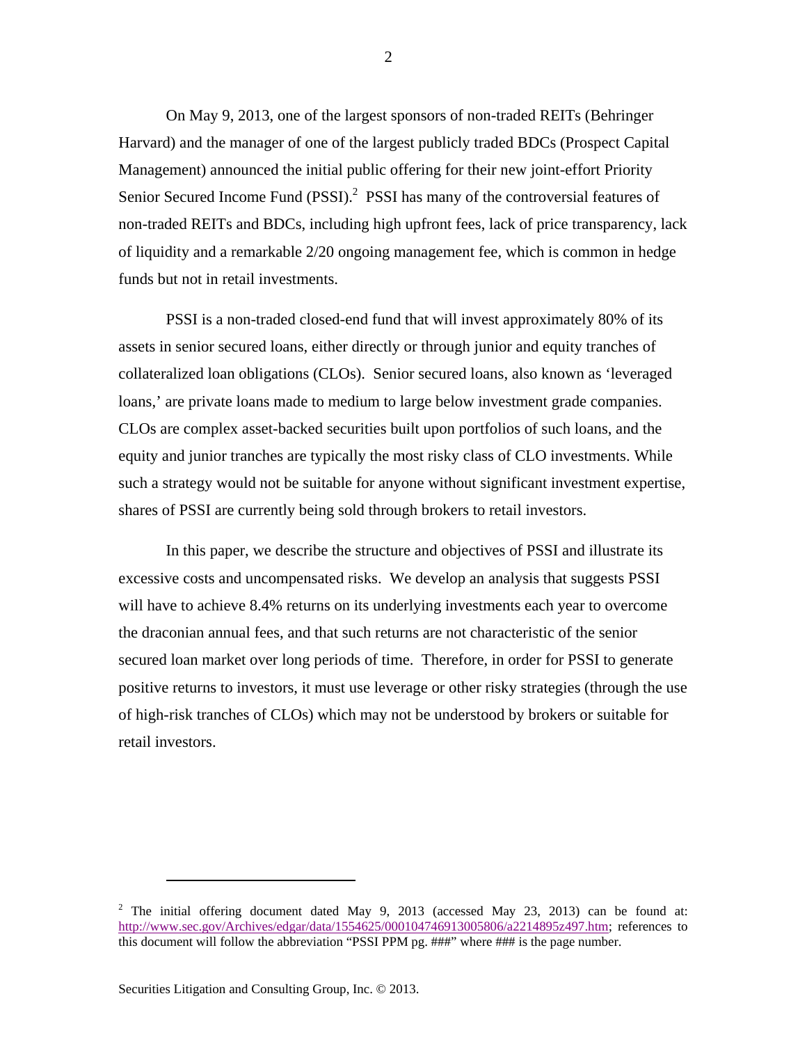On May 9, 2013, one of the largest sponsors of non-traded REITs (Behringer Harvard) and the manager of one of the largest publicly traded BDCs (Prospect Capital Management) announced the initial public offering for their new joint-effort Priority Senior Secured Income Fund (PSSI).[2] PSSI has many of the controversial features of non-traded REITs and BDCs, including high upfront fees, lack of price transparency, lack of liquidity and a remarkable 2/20 ongoing management fee, which is common in hedge funds but not in retail investments.

PSSI is a non-traded closed-end fund that will invest approximately 80% of its assets in senior secured loans, either directly or through junior and equity tranches of collateralized loan obligations (CLOs). Senior secured loans, also known as 'leveraged loans,' are private loans made to medium to large below investment grade companies. CLOs are complex asset-backed securities built upon portfolios of such loans, and the equity and junior tranches are typically the most risky class of CLO investments. While such a strategy would not be suitable for anyone without significant investment expertise, shares of PSSI are currently being sold through brokers to retail investors.

In this paper, we describe the structure and objectives of PSSI and illustrate its excessive costs and uncompensated risks. We develop an analysis that suggests PSSI will have to achieve 8.4% returns on its underlying investments each year to overcome the draconian annual fees, and that such returns are not characteristic of the senior secured loan market over long periods of time. Therefore, in order for PSSI to generate positive returns to investors, it must use leverage or other risky strategies (through the use of high-risk tranches of CLOs) which may not be understood by brokers or suitable for retail investors.

---

[2] The initial offering document dated May 9, 2013 (accessed May 23, 2013) can be found at: http://www.sec.gov/Archives/edgar/data/1554625/000104746913005806/a2214895z497.htm; references to this document will follow the abbreviation "PSSI PPM pg. ###" where ### is the page number.

Securities Litigation and Consulting Group, Inc. © 2013.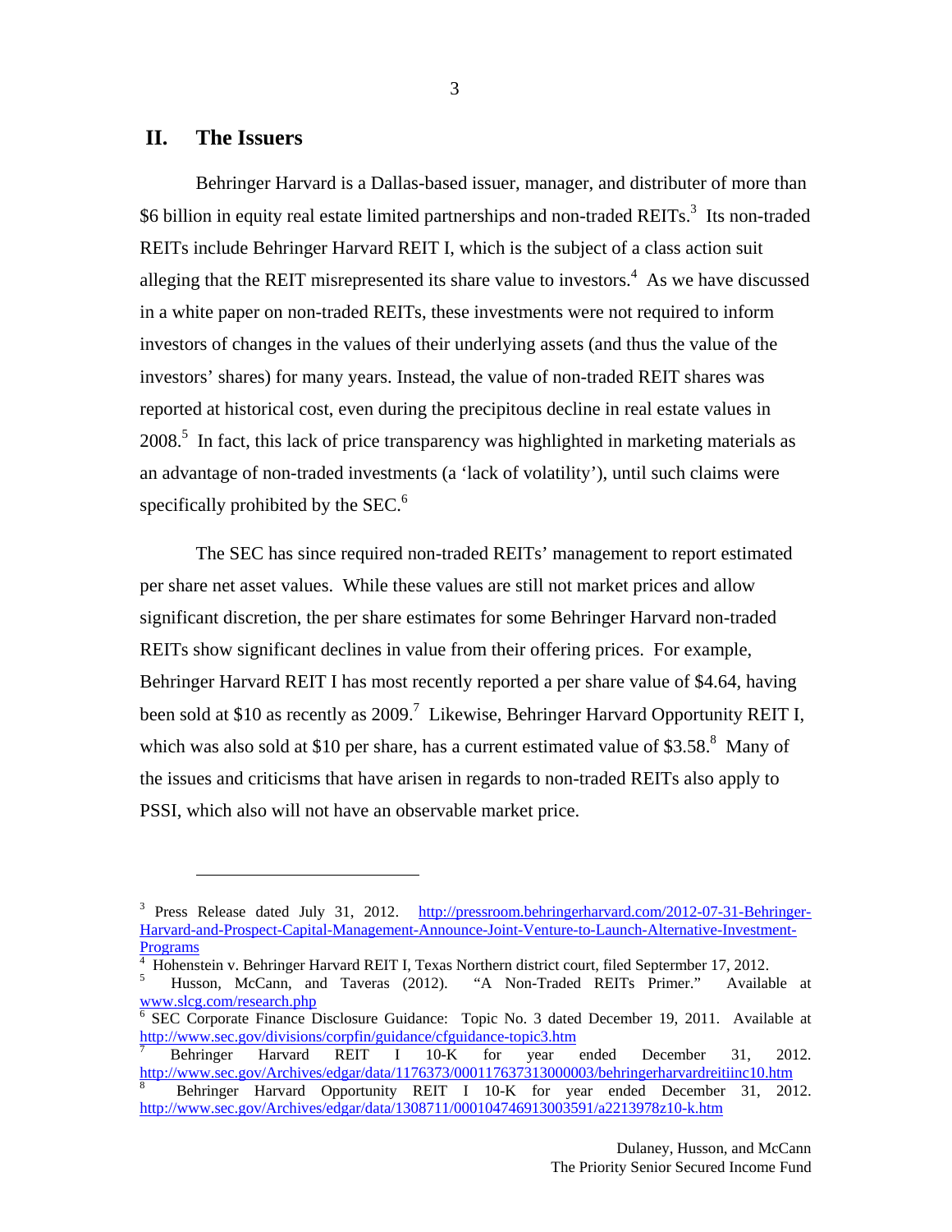## II. The Issuers

Behringer Harvard is a Dallas-based issuer, manager, and distributer of more than $6 billion in equity real estate limited partnerships and non-traded REITs.[3] Its non-traded REITs include Behringer Harvard REIT I, which is the subject of a class action suit alleging that the REIT misrepresented its share value to investors.[4] As we have discussed in a white paper on non-traded REITs, these investments were not required to inform investors of changes in the values of their underlying assets (and thus the value of the investors' shares) for many years. Instead, the value of non-traded REIT shares was reported at historical cost, even during the precipitous decline in real estate values in 2008.[5] In fact, this lack of price transparency was highlighted in marketing materials as an advantage of non-traded investments (a 'lack of volatility'), until such claims were specifically prohibited by the SEC.[6]

The SEC has since required non-traded REITs' management to report estimated per share net asset values. While these values are still not market prices and allow significant discretion, the per share estimates for some Behringer Harvard non-traded REITs show significant declines in value from their offering prices. For example, Behringer Harvard REIT I has most recently reported a per share value of $4.64, having been sold at $10 as recently as 2009.[7] Likewise, Behringer Harvard Opportunity REIT I, which was also sold at $10 per share, has a current estimated value of $3.58.[8] Many of the issues and criticisms that have arisen in regards to non-traded REITs also apply to PSSI, which also will not have an observable market price.

---

[3] Press Release dated July 31, 2012. http://pressroom.behringerharvard.com/2012-07-31-Behringer-Harvard-and-Prospect-Capital-Management-Announce-Joint-Venture-to-Launch-Alternative-Investment-Programs

[4] Hohenstein v. Behringer Harvard REIT I, Texas Northern district court, filed Septermber 17, 2012.

[5] Husson, McCann, and Taveras (2012). "A Non-Traded REITs Primer." Available at www.slcg.com/research.php

[6] SEC Corporate Finance Disclosure Guidance: Topic No. 3 dated December 19, 2011. Available at http://www.sec.gov/divisions/corpfin/guidance/cfguidance-topic3.htm

[7] Behringer Harvard REIT I 10-K for year ended December 31, 2012. http://www.sec.gov/Archives/edgar/data/1176373/000117637313000003/behringerharvardreitiinc10.htm

[8] Behringer Harvard Opportunity REIT I 10-K for year ended December 31, 2012. http://www.sec.gov/Archives/edgar/data/1308711/000104746913003591/a2213978z10-k.htm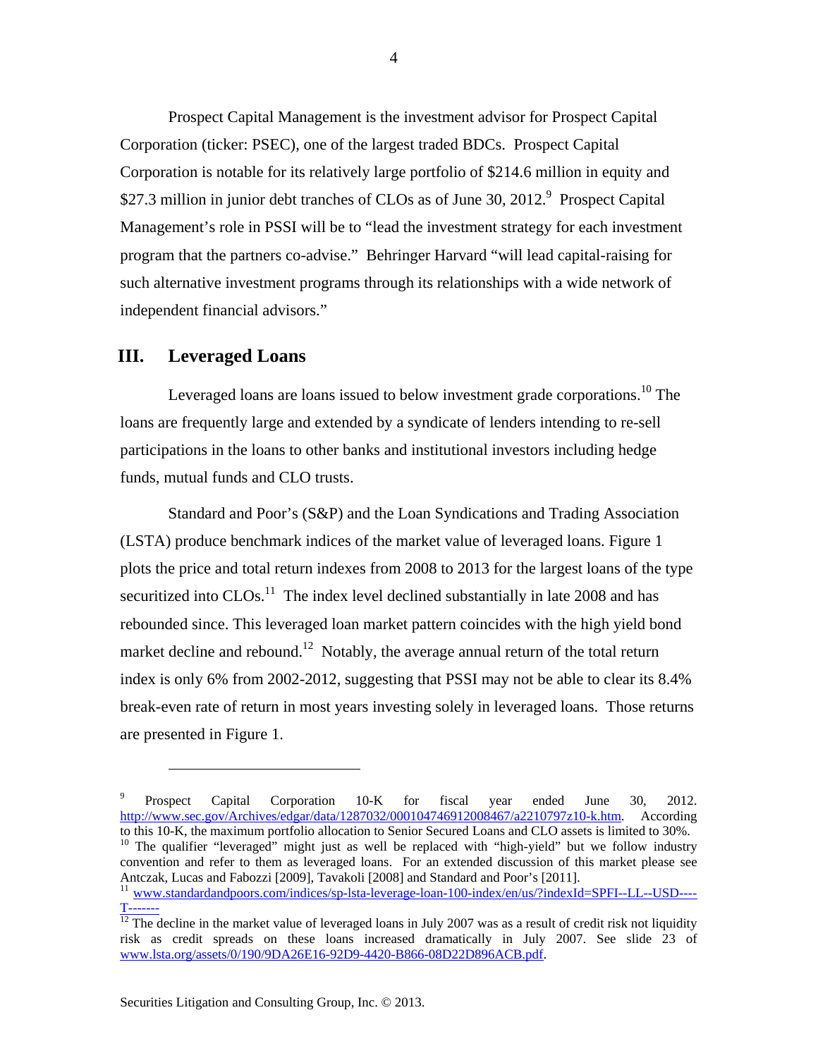Prospect Capital Management is the investment advisor for Prospect Capital Corporation (ticker: PSEC), one of the largest traded BDCs. Prospect Capital Corporation is notable for its relatively large portfolio of $214.6 million in equity and $27.3 million in junior debt tranches of CLOs as of June 30, 2012.[9] Prospect Capital Management's role in PSSI will be to "lead the investment strategy for each investment program that the partners co-advise." Behringer Harvard "will lead capital-raising for such alternative investment programs through its relationships with a wide network of independent financial advisors."

## III. Leveraged Loans

Leveraged loans are loans issued to below investment grade corporations.[10] The loans are frequently large and extended by a syndicate of lenders intending to re-sell participations in the loans to other banks and institutional investors including hedge funds, mutual funds and CLO trusts.

Standard and Poor's (S&P) and the Loan Syndications and Trading Association (LSTA) produce benchmark indices of the market value of leveraged loans. Figure 1 plots the price and total return indexes from 2008 to 2013 for the largest loans of the type securitized into CLOs.[11] The index level declined substantially in late 2008 and has rebounded since. This leveraged loan market pattern coincides with the high yield bond market decline and rebound.[12] Notably, the average annual return of the total return index is only 6% from 2002-2012, suggesting that PSSI may not be able to clear its 8.4% break-even rate of return in most years investing solely in leveraged loans. Those returns are presented in Figure 1.

---

[9] Prospect Capital Corporation 10-K for fiscal year ended June 30, 2012. http://www.sec.gov/Archives/edgar/data/1287032/000104746912008467/a2210797z10-k.htm. According to this 10-K, the maximum portfolio allocation to Senior Secured Loans and CLO assets is limited to 30%.

[10] The qualifier "leveraged" might just as well be replaced with "high-yield" but we follow industry convention and refer to them as leveraged loans. For an extended discussion of this market please see Antczak, Lucas and Fabozzi [2009], Tavakoli [2008] and Standard and Poor's [2011].

[11] www.standardandpoors.com/indices/sp-lsta-leverage-loan-100-index/en/us/?indexId=SPFI--LL--USD----T-------

[12] The decline in the market value of leveraged loans in July 2007 was as a result of credit risk not liquidity risk as credit spreads on these loans increased dramatically in July 2007. See slide 23 of www.lsta.org/assets/0/190/9DA26E16-92D9-4420-B866-08D22D896ACB.pdf.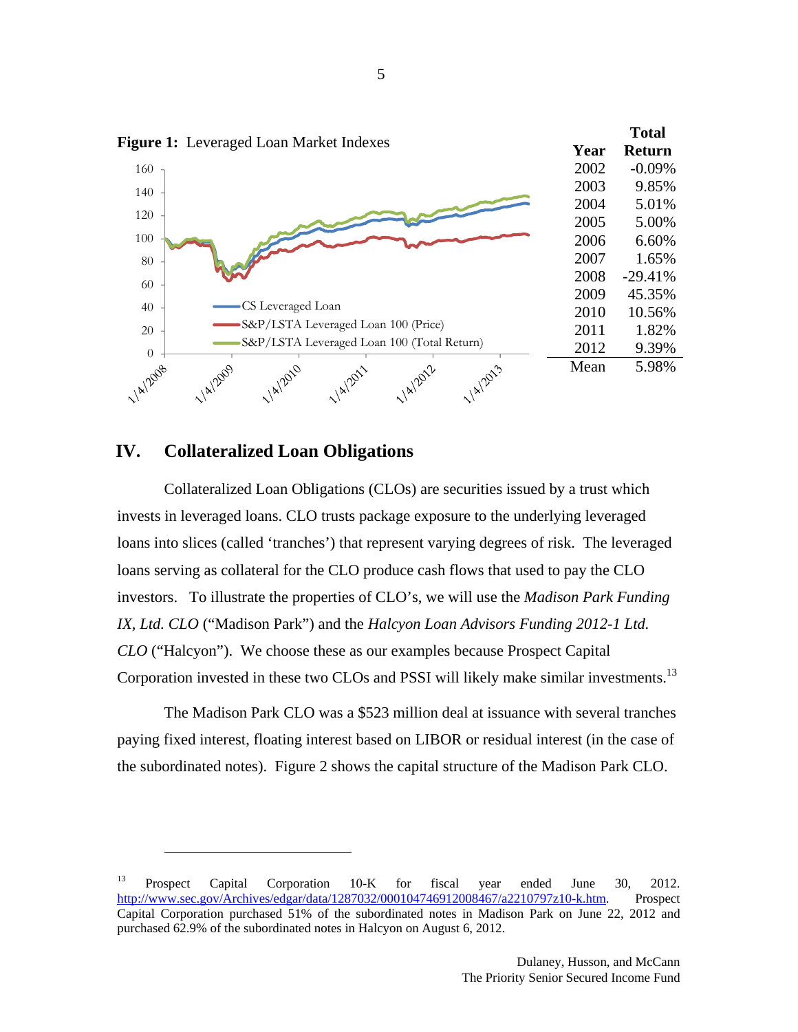**Figure 1:** Leveraged Loan Market Indexes

| Year | Total Return |
|---|---|
| 2002 | -0.09% |
| 2003 | 9.85% |
| 2004 | 5.01% |
| 2005 | 5.00% |
| 2006 | 6.60% |
| 2007 | 1.65% |
| 2008 | -29.41% |
| 2009 | 45.35% |
| 2010 | 10.56% |
| 2011 | 1.82% |
| 2012 | 9.39% |
| Mean | 5.98% |

## IV. Collateralized Loan Obligations

Collateralized Loan Obligations (CLOs) are securities issued by a trust which invests in leveraged loans. CLO trusts package exposure to the underlying leveraged loans into slices (called 'tranches') that represent varying degrees of risk. The leveraged loans serving as collateral for the CLO produce cash flows that used to pay the CLO investors. To illustrate the properties of CLO's, we will use the *Madison Park Funding IX, Ltd. CLO* ("Madison Park") and the *Halcyon Loan Advisors Funding 2012-1 Ltd. CLO* ("Halcyon"). We choose these as our examples because Prospect Capital Corporation invested in these two CLOs and PSSI will likely make similar investments.[13]

The Madison Park CLO was a $523 million deal at issuance with several tranches paying fixed interest, floating interest based on LIBOR or residual interest (in the case of the subordinated notes). Figure 2 shows the capital structure of the Madison Park CLO.

---

[13] Prospect Capital Corporation 10-K for fiscal year ended June 30, 2012. http://www.sec.gov/Archives/edgar/data/1287032/000104746912008467/a2210797z10-k.htm. Prospect Capital Corporation purchased 51% of the subordinated notes in Madison Park on June 22, 2012 and purchased 62.9% of the subordinated notes in Halcyon on August 6, 2012.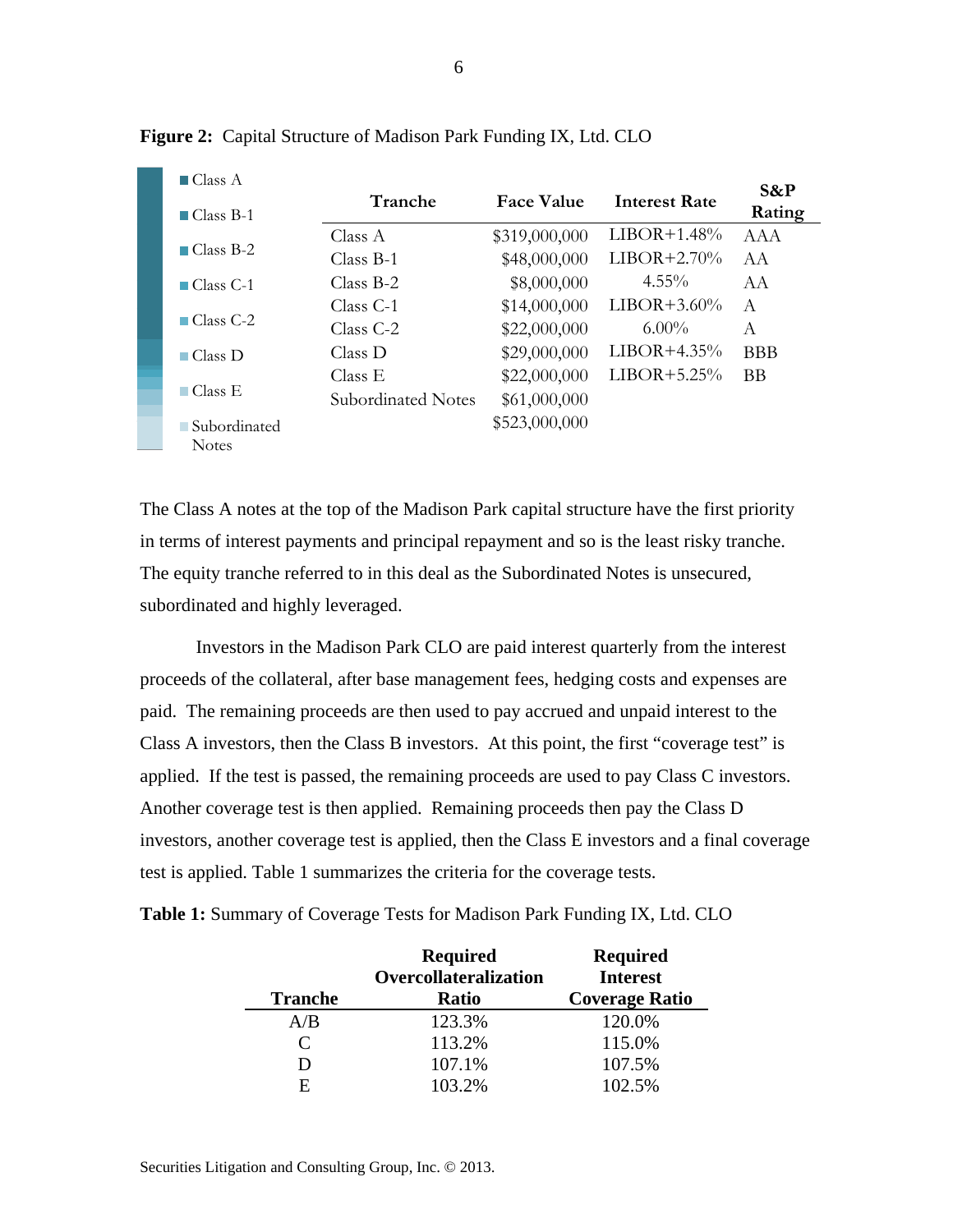**Figure 2:** Capital Structure of Madison Park Funding IX, Ltd. CLO

| Tranche | Face Value | Interest Rate | S&P Rating |
|---|---|---|---|
| Class A | $319,000,000 | LIBOR+1.48% | AAA |
| Class B-1 | $48,000,000 | LIBOR+2.70% | AA |
| Class B-2 | $8,000,000 | 4.55% | AA |
| Class C-1 | $14,000,000 | LIBOR+3.60% | A |
| Class C-2 | $22,000,000 | 6.00% | A |
| Class D | $29,000,000 | LIBOR+4.35% | BBB |
| Class E | $22,000,000 | LIBOR+5.25% | BB |
| Subordinated Notes | $61,000,000 | | |
| | $523,000,000 | | |

The Class A notes at the top of the Madison Park capital structure have the first priority in terms of interest payments and principal repayment and so is the least risky tranche. The equity tranche referred to in this deal as the Subordinated Notes is unsecured, subordinated and highly leveraged.

Investors in the Madison Park CLO are paid interest quarterly from the interest proceeds of the collateral, after base management fees, hedging costs and expenses are paid. The remaining proceeds are then used to pay accrued and unpaid interest to the Class A investors, then the Class B investors. At this point, the first "coverage test" is applied. If the test is passed, the remaining proceeds are used to pay Class C investors. Another coverage test is then applied. Remaining proceeds then pay the Class D investors, another coverage test is applied, then the Class E investors and a final coverage test is applied. Table 1 summarizes the criteria for the coverage tests.

**Table 1:** Summary of Coverage Tests for Madison Park Funding IX, Ltd. CLO

| Tranche | Required Overcollateralization Ratio | Required Interest Coverage Ratio |
|---|---|---|
| A/B | 123.3% | 120.0% |
| C | 113.2% | 115.0% |
| D | 107.1% | 107.5% |
| E | 103.2% | 102.5% |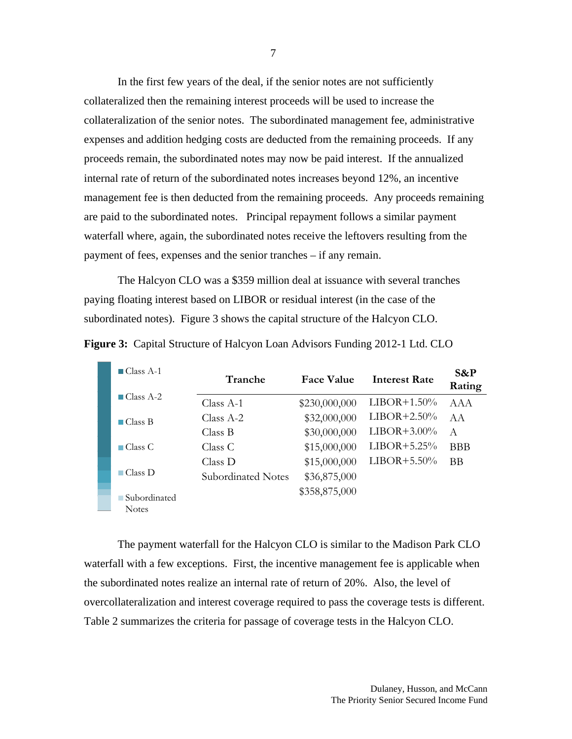In the first few years of the deal, if the senior notes are not sufficiently collateralized then the remaining interest proceeds will be used to increase the collateralization of the senior notes. The subordinated management fee, administrative expenses and addition hedging costs are deducted from the remaining proceeds. If any proceeds remain, the subordinated notes may now be paid interest. If the annualized internal rate of return of the subordinated notes increases beyond 12%, an incentive management fee is then deducted from the remaining proceeds. Any proceeds remaining are paid to the subordinated notes. Principal repayment follows a similar payment waterfall where, again, the subordinated notes receive the leftovers resulting from the payment of fees, expenses and the senior tranches – if any remain.

The Halcyon CLO was a $359 million deal at issuance with several tranches paying floating interest based on LIBOR or residual interest (in the case of the subordinated notes). Figure 3 shows the capital structure of the Halcyon CLO.

**Figure 3:** Capital Structure of Halcyon Loan Advisors Funding 2012-1 Ltd. CLO

Class A-1 | Class A-2 | Class B | Class C | Class D | Subordinated Notes

| Tranche | Face Value | Interest Rate | S&P Rating |
|---|---|---|---|
| Class A-1 | $230,000,000 | LIBOR+1.50% | AAA |
| Class A-2 | $32,000,000 | LIBOR+2.50% | AA |
| Class B | $30,000,000 | LIBOR+3.00% | A |
| Class C | $15,000,000 | LIBOR+5.25% | BBB |
| Class D | $15,000,000 | LIBOR+5.50% | BB |
| Subordinated Notes | $36,875,000 | | |
| | $358,875,000 | | |

The payment waterfall for the Halcyon CLO is similar to the Madison Park CLO waterfall with a few exceptions. First, the incentive management fee is applicable when the subordinated notes realize an internal rate of return of 20%. Also, the level of overcollateralization and interest coverage required to pass the coverage tests is different. Table 2 summarizes the criteria for passage of coverage tests in the Halcyon CLO.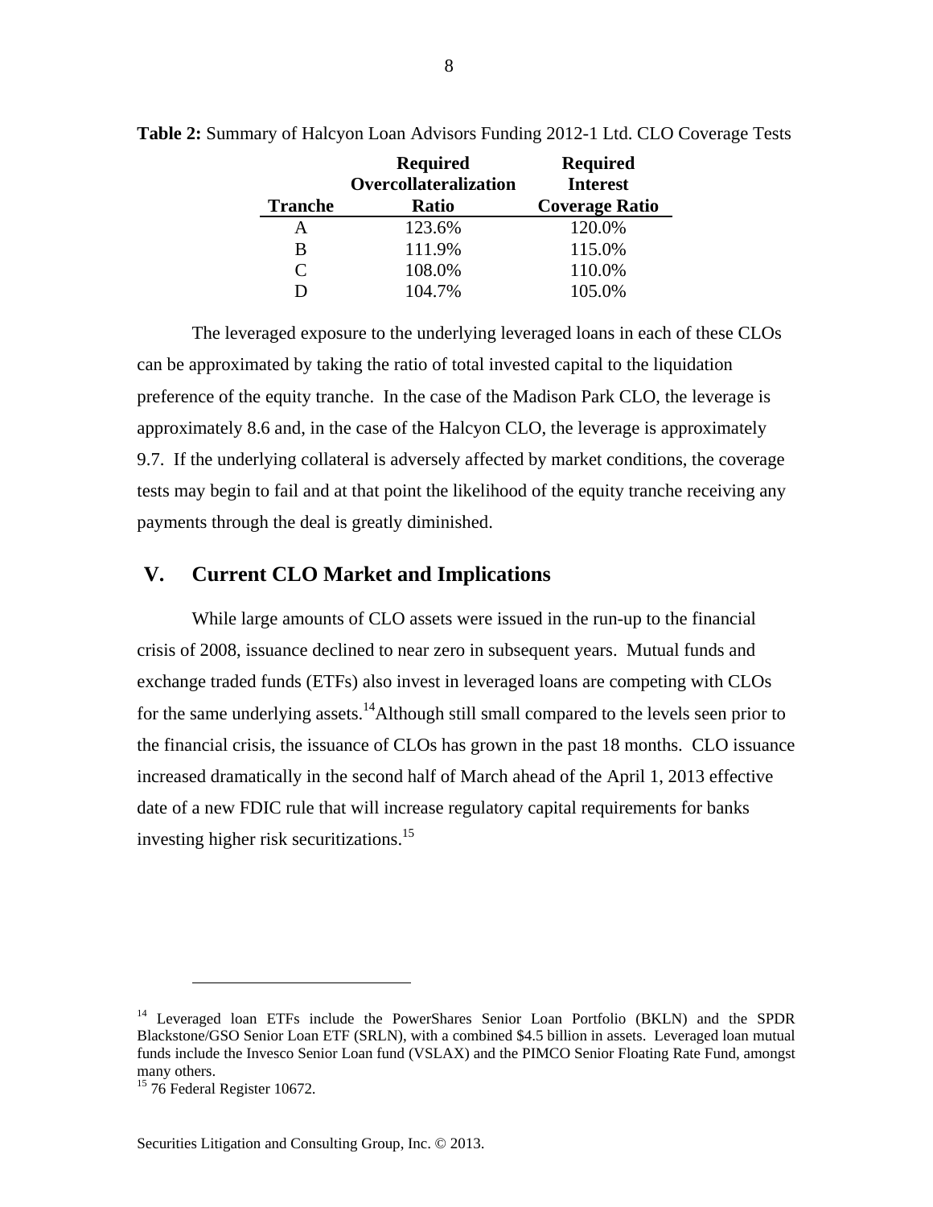**Table 2:** Summary of Halcyon Loan Advisors Funding 2012-1 Ltd. CLO Coverage Tests

| Tranche | Required Overcollateralization Ratio | Required Interest Coverage Ratio |
|---|---|---|
| A | 123.6% | 120.0% |
| B | 111.9% | 115.0% |
| C | 108.0% | 110.0% |
| D | 104.7% | 105.0% |

The leveraged exposure to the underlying leveraged loans in each of these CLOs can be approximated by taking the ratio of total invested capital to the liquidation preference of the equity tranche. In the case of the Madison Park CLO, the leverage is approximately 8.6 and, in the case of the Halcyon CLO, the leverage is approximately 9.7. If the underlying collateral is adversely affected by market conditions, the coverage tests may begin to fail and at that point the likelihood of the equity tranche receiving any payments through the deal is greatly diminished.

## V. Current CLO Market and Implications

While large amounts of CLO assets were issued in the run-up to the financial crisis of 2008, issuance declined to near zero in subsequent years. Mutual funds and exchange traded funds (ETFs) also invest in leveraged loans are competing with CLOs for the same underlying assets.[14]Although still small compared to the levels seen prior to the financial crisis, the issuance of CLOs has grown in the past 18 months. CLO issuance increased dramatically in the second half of March ahead of the April 1, 2013 effective date of a new FDIC rule that will increase regulatory capital requirements for banks investing higher risk securitizations.[15]

---

[14] Leveraged loan ETFs include the PowerShares Senior Loan Portfolio (BKLN) and the SPDR Blackstone/GSO Senior Loan ETF (SRLN), with a combined $4.5 billion in assets. Leveraged loan mutual funds include the Invesco Senior Loan fund (VSLAX) and the PIMCO Senior Floating Rate Fund, amongst many others.

[15] 76 Federal Register 10672.

Securities Litigation and Consulting Group, Inc. © 2013.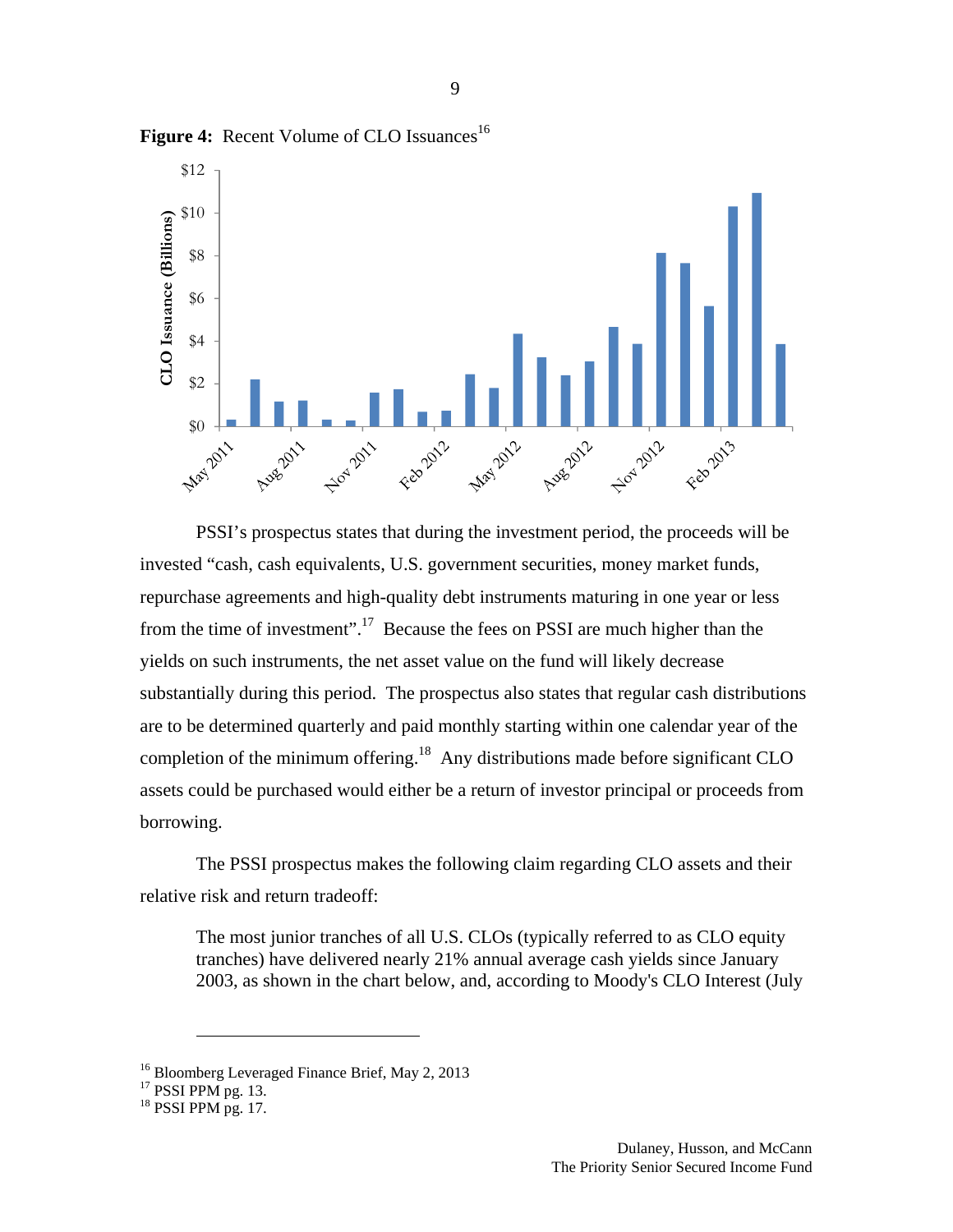**Figure 4:** Recent Volume of CLO Issuances[16]

PSSI's prospectus states that during the investment period, the proceeds will be invested "cash, cash equivalents, U.S. government securities, money market funds, repurchase agreements and high-quality debt instruments maturing in one year or less from the time of investment".[17] Because the fees on PSSI are much higher than the yields on such instruments, the net asset value on the fund will likely decrease substantially during this period. The prospectus also states that regular cash distributions are to be determined quarterly and paid monthly starting within one calendar year of the completion of the minimum offering.[18] Any distributions made before significant CLO assets could be purchased would either be a return of investor principal or proceeds from borrowing.

The PSSI prospectus makes the following claim regarding CLO assets and their relative risk and return tradeoff:

> The most junior tranches of all U.S. CLOs (typically referred to as CLO equity tranches) have delivered nearly 21% annual average cash yields since January 2003, as shown in the chart below, and, according to Moody's CLO Interest (July

---

[16] Bloomberg Leveraged Finance Brief, May 2, 2013

[17] PSSI PPM pg. 13.

[18] PSSI PPM pg. 17.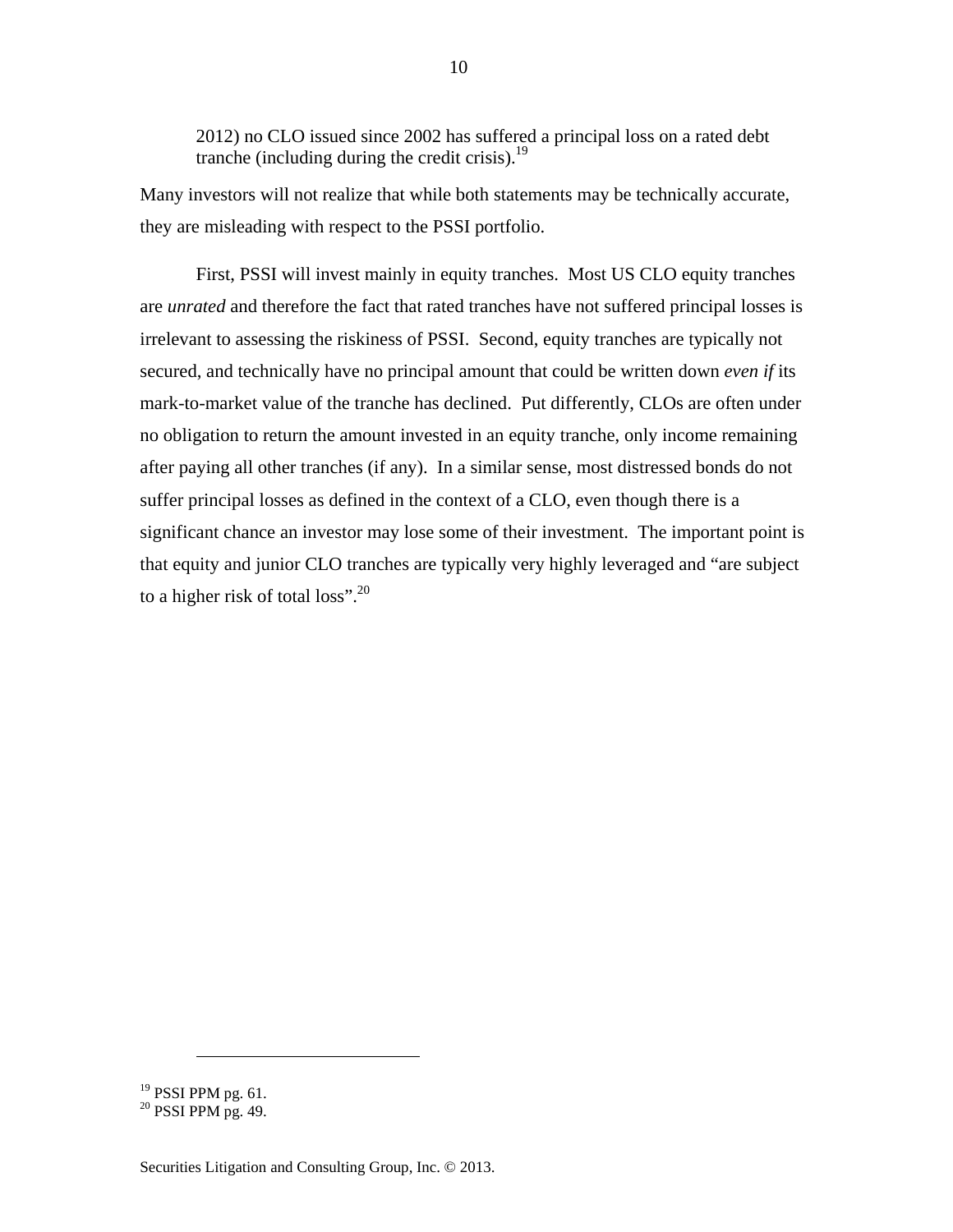> 2012) no CLO issued since 2002 has suffered a principal loss on a rated debt tranche (including during the credit crisis).[19]

Many investors will not realize that while both statements may be technically accurate, they are misleading with respect to the PSSI portfolio.

First, PSSI will invest mainly in equity tranches. Most US CLO equity tranches are *unrated* and therefore the fact that rated tranches have not suffered principal losses is irrelevant to assessing the riskiness of PSSI. Second, equity tranches are typically not secured, and technically have no principal amount that could be written down *even if* its mark-to-market value of the tranche has declined. Put differently, CLOs are often under no obligation to return the amount invested in an equity tranche, only income remaining after paying all other tranches (if any). In a similar sense, most distressed bonds do not suffer principal losses as defined in the context of a CLO, even though there is a significant chance an investor may lose some of their investment. The important point is that equity and junior CLO tranches are typically very highly leveraged and "are subject to a higher risk of total loss".[20]

---

[19] PSSI PPM pg. 61.
[20] PSSI PPM pg. 49.

Securities Litigation and Consulting Group, Inc. © 2013.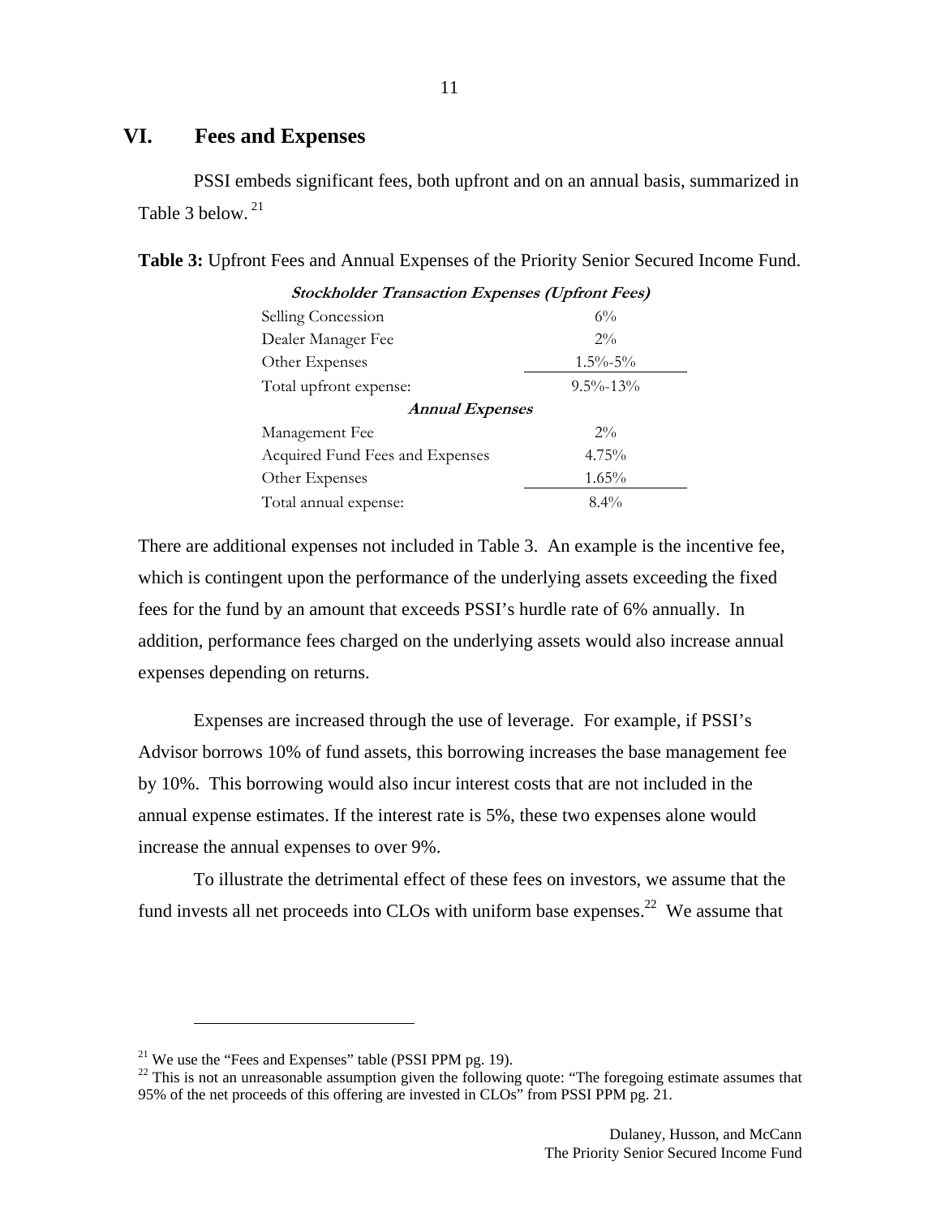## VI. Fees and Expenses

PSSI embeds significant fees, both upfront and on an annual basis, summarized in Table 3 below.[21]

**Table 3:** Upfront Fees and Annual Expenses of the Priority Senior Secured Income Fund.

| ***Stockholder Transaction Expenses (Upfront Fees)*** | |
|---|---|
| Selling Concession | 6% |
| Dealer Manager Fee | 2% |
| Other Expenses | 1.5%-5% |
| Total upfront expense: | 9.5%-13% |
| ***Annual Expenses*** | |
| Management Fee | 2% |
| Acquired Fund Fees and Expenses | 4.75% |
| Other Expenses | 1.65% |
| Total annual expense: | 8.4% |

There are additional expenses not included in Table 3. An example is the incentive fee, which is contingent upon the performance of the underlying assets exceeding the fixed fees for the fund by an amount that exceeds PSSI's hurdle rate of 6% annually. In addition, performance fees charged on the underlying assets would also increase annual expenses depending on returns.

Expenses are increased through the use of leverage. For example, if PSSI's Advisor borrows 10% of fund assets, this borrowing increases the base management fee by 10%. This borrowing would also incur interest costs that are not included in the annual expense estimates. If the interest rate is 5%, these two expenses alone would increase the annual expenses to over 9%.

To illustrate the detrimental effect of these fees on investors, we assume that the fund invests all net proceeds into CLOs with uniform base expenses.[22] We assume that

[21] We use the "Fees and Expenses" table (PSSI PPM pg. 19).

[22] This is not an unreasonable assumption given the following quote: "The foregoing estimate assumes that 95% of the net proceeds of this offering are invested in CLOs" from PSSI PPM pg. 21.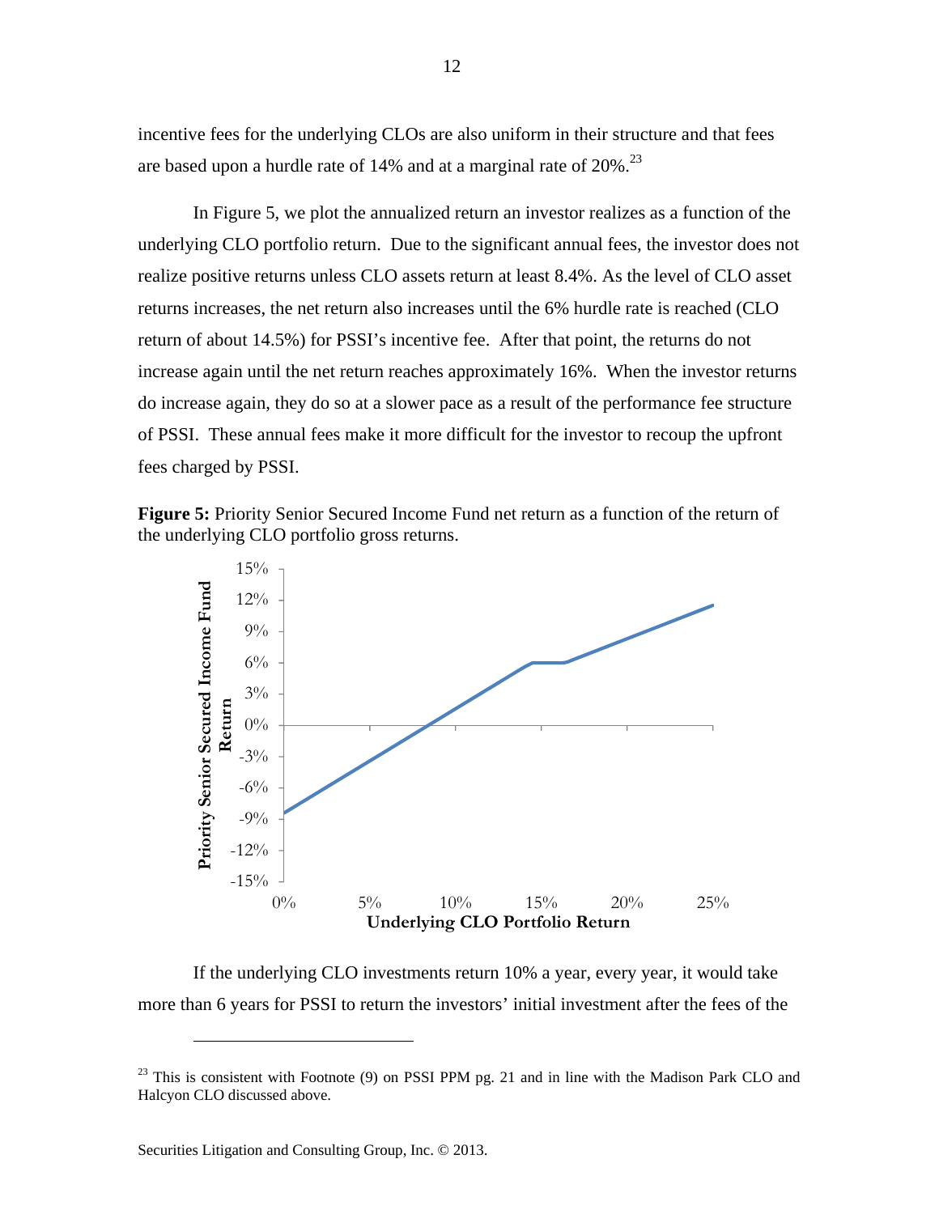incentive fees for the underlying CLOs are also uniform in their structure and that fees are based upon a hurdle rate of 14% and at a marginal rate of 20%.[23]

In Figure 5, we plot the annualized return an investor realizes as a function of the underlying CLO portfolio return. Due to the significant annual fees, the investor does not realize positive returns unless CLO assets return at least 8.4%. As the level of CLO asset returns increases, the net return also increases until the 6% hurdle rate is reached (CLO return of about 14.5%) for PSSI's incentive fee. After that point, the returns do not increase again until the net return reaches approximately 16%. When the investor returns do increase again, they do so at a slower pace as a result of the performance fee structure of PSSI. These annual fees make it more difficult for the investor to recoup the upfront fees charged by PSSI.

**Figure 5:** Priority Senior Secured Income Fund net return as a function of the return of the underlying CLO portfolio gross returns.

If the underlying CLO investments return 10% a year, every year, it would take more than 6 years for PSSI to return the investors' initial investment after the fees of the

[23] This is consistent with Footnote (9) on PSSI PPM pg. 21 and in line with the Madison Park CLO and Halcyon CLO discussed above.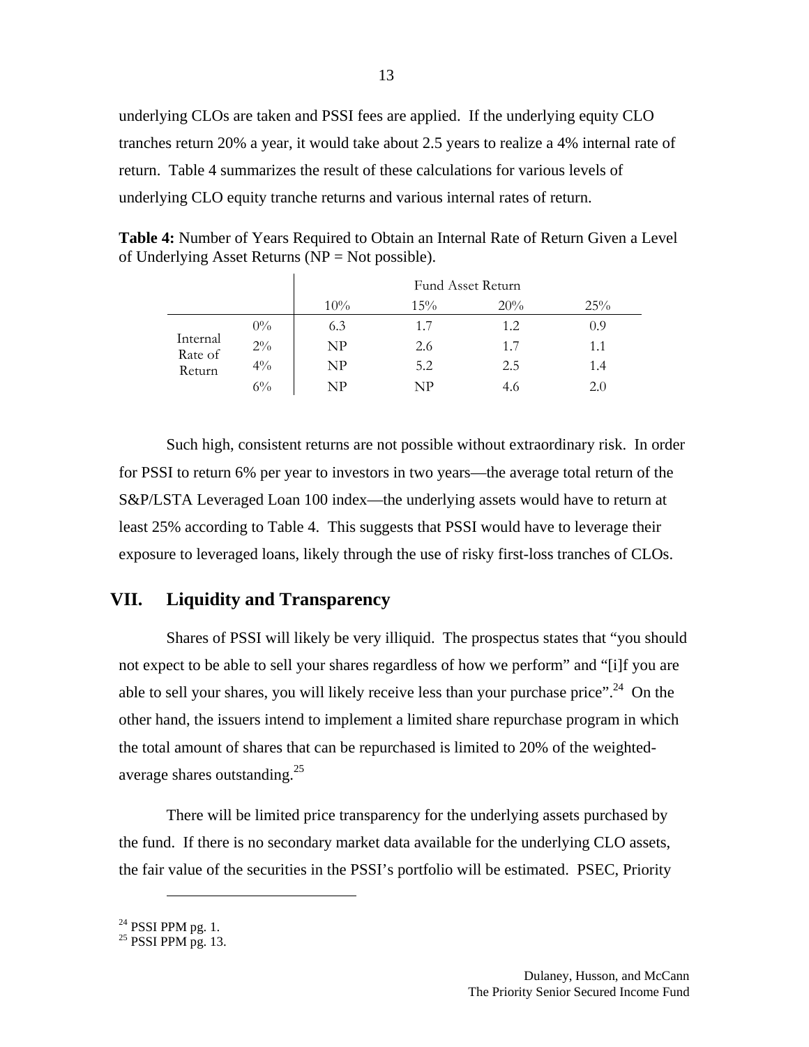underlying CLOs are taken and PSSI fees are applied. If the underlying equity CLO tranches return 20% a year, it would take about 2.5 years to realize a 4% internal rate of return. Table 4 summarizes the result of these calculations for various levels of underlying CLO equity tranche returns and various internal rates of return.

**Table 4:** Number of Years Required to Obtain an Internal Rate of Return Given a Level of Underlying Asset Returns (NP = Not possible).

| | | Fund Asset Return | | | |
|---|---|---|---|---|---|
| | | 10% | 15% | 20% | 25% |
| Internal Rate of Return | 0% | 6.3 | 1.7 | 1.2 | 0.9 |
| | 2% | NP | 2.6 | 1.7 | 1.1 |
| | 4% | NP | 5.2 | 2.5 | 1.4 |
| | 6% | NP | NP | 4.6 | 2.0 |

Such high, consistent returns are not possible without extraordinary risk. In order for PSSI to return 6% per year to investors in two years—the average total return of the S&P/LSTA Leveraged Loan 100 index—the underlying assets would have to return at least 25% according to Table 4. This suggests that PSSI would have to leverage their exposure to leveraged loans, likely through the use of risky first-loss tranches of CLOs.

## VII. Liquidity and Transparency

Shares of PSSI will likely be very illiquid. The prospectus states that "you should not expect to be able to sell your shares regardless of how we perform" and "[i]f you are able to sell your shares, you will likely receive less than your purchase price".[24] On the other hand, the issuers intend to implement a limited share repurchase program in which the total amount of shares that can be repurchased is limited to 20% of the weighted-average shares outstanding.[25]

There will be limited price transparency for the underlying assets purchased by the fund. If there is no secondary market data available for the underlying CLO assets, the fair value of the securities in the PSSI's portfolio will be estimated. PSEC, Priority

[24] PSSI PPM pg. 1.
[25] PSSI PPM pg. 13.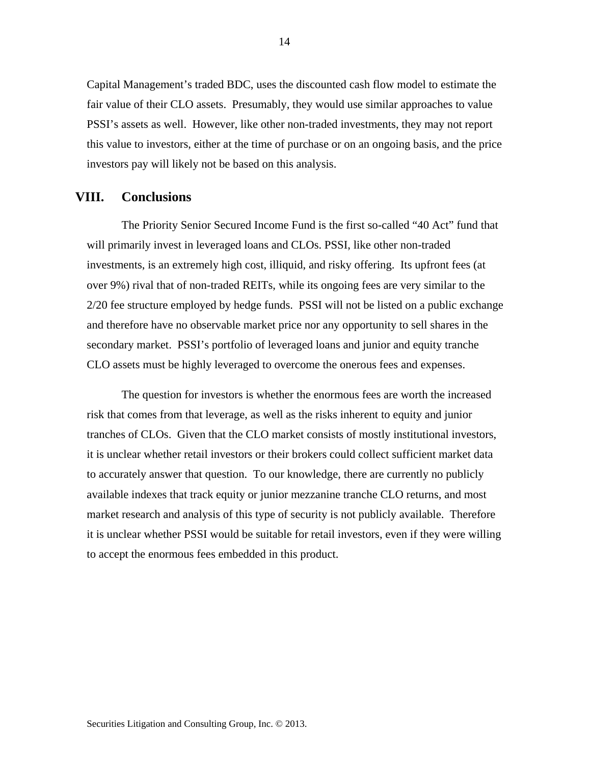Capital Management's traded BDC, uses the discounted cash flow model to estimate the fair value of their CLO assets. Presumably, they would use similar approaches to value PSSI's assets as well. However, like other non-traded investments, they may not report this value to investors, either at the time of purchase or on an ongoing basis, and the price investors pay will likely not be based on this analysis.

## VIII. Conclusions

The Priority Senior Secured Income Fund is the first so-called "40 Act" fund that will primarily invest in leveraged loans and CLOs. PSSI, like other non-traded investments, is an extremely high cost, illiquid, and risky offering. Its upfront fees (at over 9%) rival that of non-traded REITs, while its ongoing fees are very similar to the 2/20 fee structure employed by hedge funds. PSSI will not be listed on a public exchange and therefore have no observable market price nor any opportunity to sell shares in the secondary market. PSSI's portfolio of leveraged loans and junior and equity tranche CLO assets must be highly leveraged to overcome the onerous fees and expenses.

The question for investors is whether the enormous fees are worth the increased risk that comes from that leverage, as well as the risks inherent to equity and junior tranches of CLOs. Given that the CLO market consists of mostly institutional investors, it is unclear whether retail investors or their brokers could collect sufficient market data to accurately answer that question. To our knowledge, there are currently no publicly available indexes that track equity or junior mezzanine tranche CLO returns, and most market research and analysis of this type of security is not publicly available. Therefore it is unclear whether PSSI would be suitable for retail investors, even if they were willing to accept the enormous fees embedded in this product.